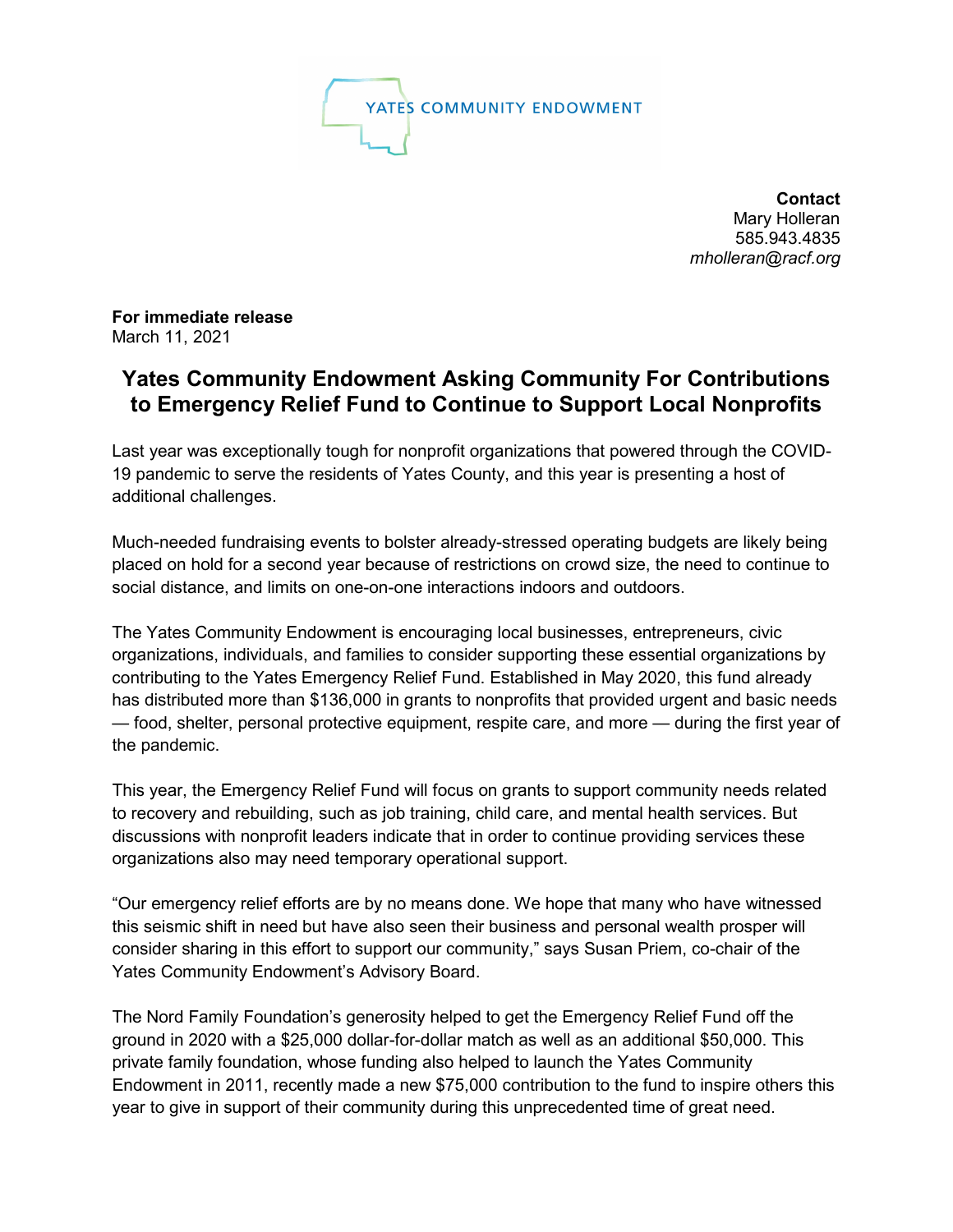YATES COMMUNITY ENDOWMENT

**Contact**
Mary Holleran
585.943.4835
*mholleran@racf.org*

**For immediate release**
March 11, 2021

# Yates Community Endowment Asking Community For Contributions to Emergency Relief Fund to Continue to Support Local Nonprofits

Last year was exceptionally tough for nonprofit organizations that powered through the COVID-19 pandemic to serve the residents of Yates County, and this year is presenting a host of additional challenges.

Much-needed fundraising events to bolster already-stressed operating budgets are likely being placed on hold for a second year because of restrictions on crowd size, the need to continue to social distance, and limits on one-on-one interactions indoors and outdoors.

The Yates Community Endowment is encouraging local businesses, entrepreneurs, civic organizations, individuals, and families to consider supporting these essential organizations by contributing to the Yates Emergency Relief Fund. Established in May 2020, this fund already has distributed more than $136,000 in grants to nonprofits that provided urgent and basic needs — food, shelter, personal protective equipment, respite care, and more — during the first year of the pandemic.

This year, the Emergency Relief Fund will focus on grants to support community needs related to recovery and rebuilding, such as job training, child care, and mental health services. But discussions with nonprofit leaders indicate that in order to continue providing services these organizations also may need temporary operational support.

"Our emergency relief efforts are by no means done. We hope that many who have witnessed this seismic shift in need but have also seen their business and personal wealth prosper will consider sharing in this effort to support our community," says Susan Priem, co-chair of the Yates Community Endowment's Advisory Board.

The Nord Family Foundation's generosity helped to get the Emergency Relief Fund off the ground in 2020 with a $25,000 dollar-for-dollar match as well as an additional $50,000. This private family foundation, whose funding also helped to launch the Yates Community Endowment in 2011, recently made a new $75,000 contribution to the fund to inspire others this year to give in support of their community during this unprecedented time of great need.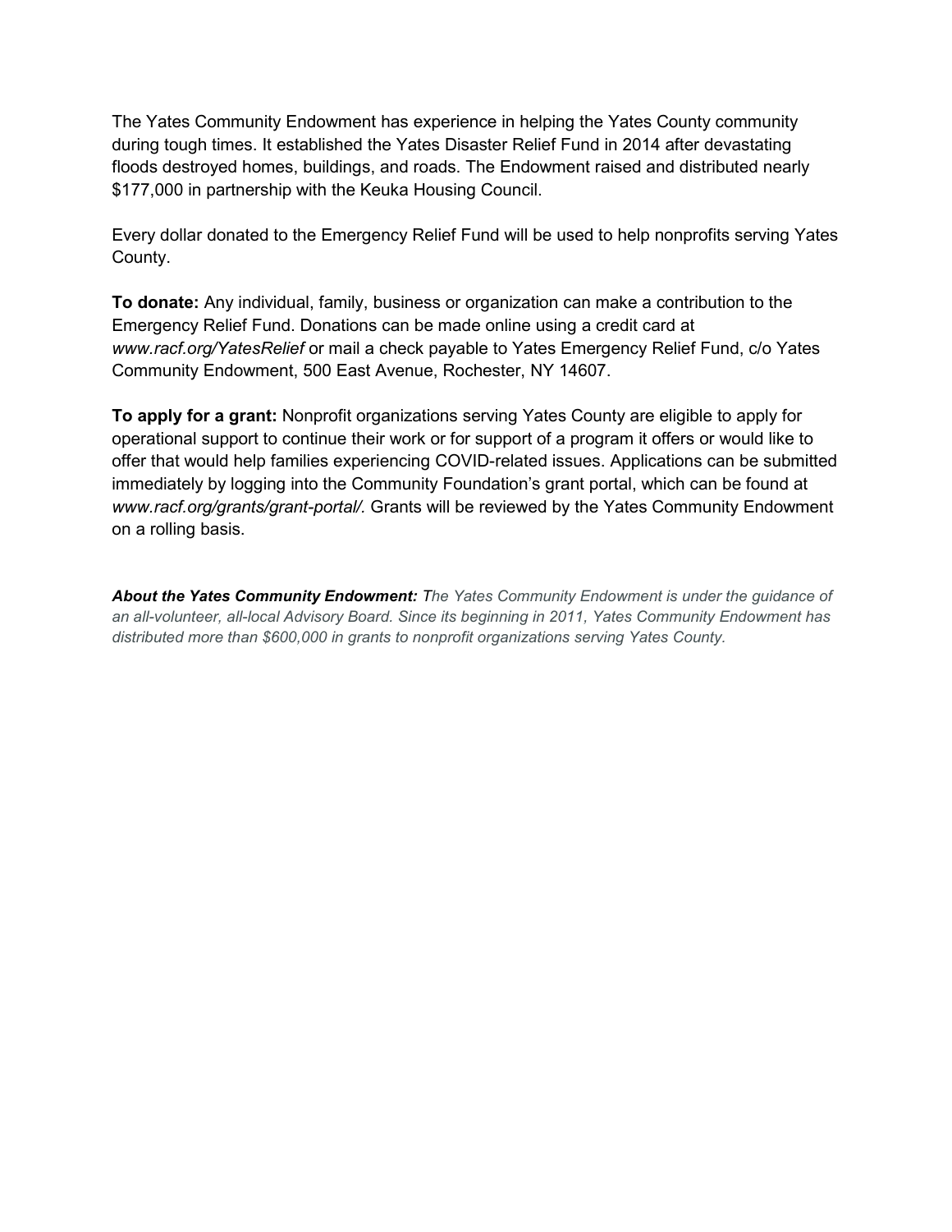The Yates Community Endowment has experience in helping the Yates County community during tough times. It established the Yates Disaster Relief Fund in 2014 after devastating floods destroyed homes, buildings, and roads. The Endowment raised and distributed nearly $177,000 in partnership with the Keuka Housing Council.

Every dollar donated to the Emergency Relief Fund will be used to help nonprofits serving Yates County.

**To donate:** Any individual, family, business or organization can make a contribution to the Emergency Relief Fund. Donations can be made online using a credit card at *www.racf.org/YatesRelief* or mail a check payable to Yates Emergency Relief Fund, c/o Yates Community Endowment, 500 East Avenue, Rochester, NY 14607.

**To apply for a grant:** Nonprofit organizations serving Yates County are eligible to apply for operational support to continue their work or for support of a program it offers or would like to offer that would help families experiencing COVID-related issues. Applications can be submitted immediately by logging into the Community Foundation's grant portal, which can be found at *www.racf.org/grants/grant-portal/.* Grants will be reviewed by the Yates Community Endowment on a rolling basis.

***About the Yates Community Endowment:*** *The Yates Community Endowment is under the guidance of an all-volunteer, all-local Advisory Board. Since its beginning in 2011, Yates Community Endowment has distributed more than $600,000 in grants to nonprofit organizations serving Yates County.*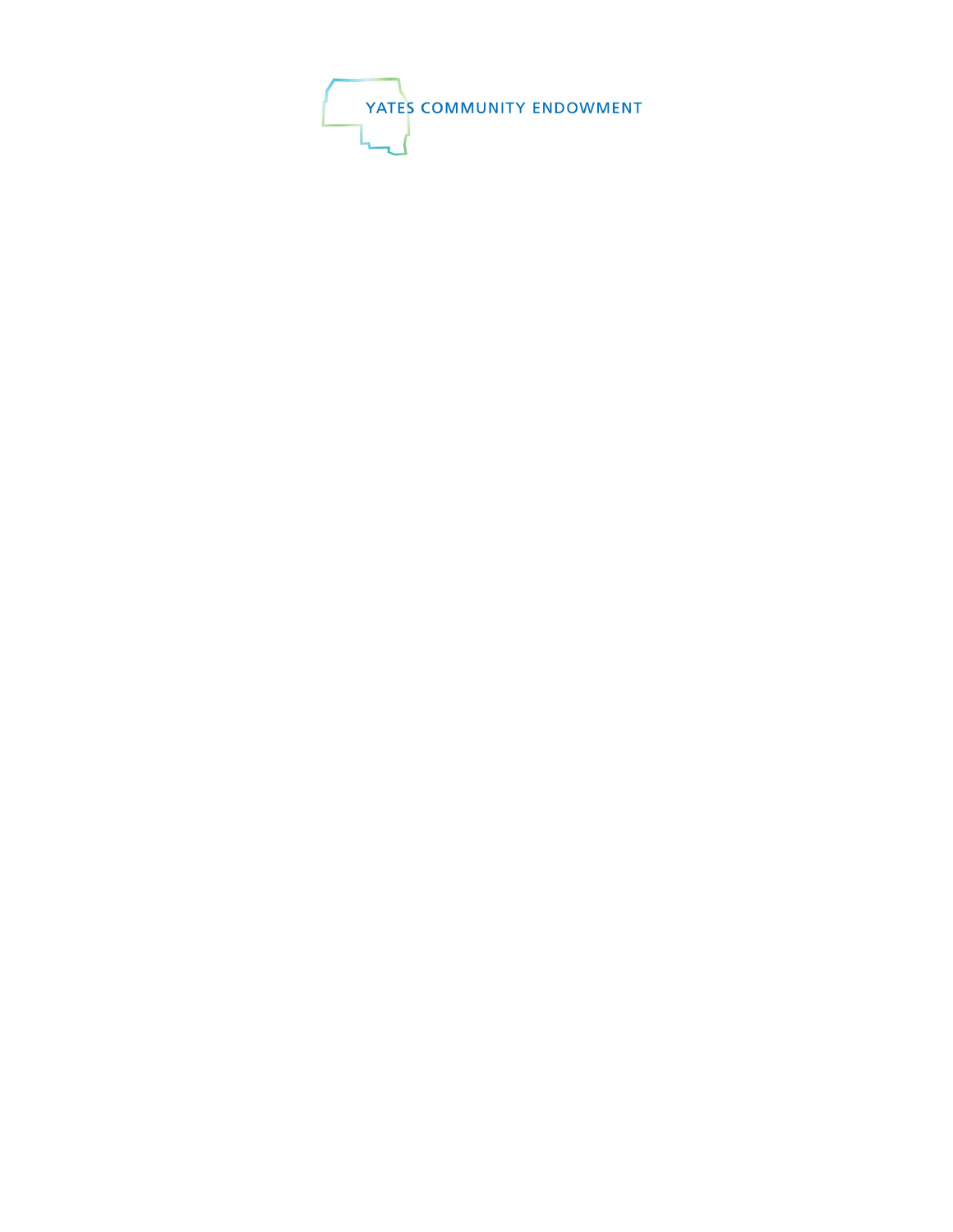YATES COMMUNITY ENDOWMENT